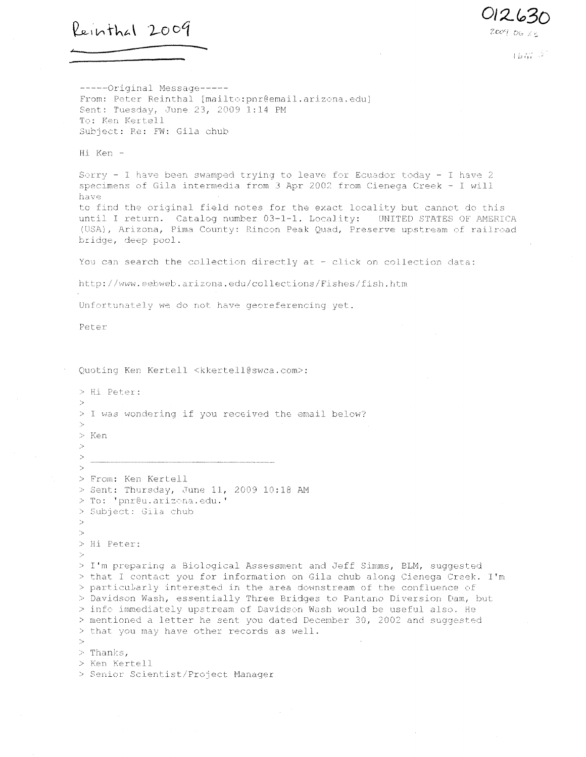Reinthal 2009

012630

2009 06 23

-----Original Message-----
From: Peter Reinthal [mailto:pnr@email.arizona.edu]
Sent: Tuesday, June 23, 2009 1:14 PM
To: Ken Kertell
Subject: Re: FW: Gila chub

Hi Ken -

Sorry - I have been swamped trying to leave for Ecuador today - I have 2 specimens of Gila intermedia from 3 Apr 2002 from Cienega Creek - I will have
to find the original field notes for the exact locality but cannot do this until I return. Catalog number 03-1-1. Locality: UNITED STATES OF AMERICA (USA), Arizona, Pima County: Rincon Peak Quad, Preserve upstream of railroad bridge, deep pool.

You can search the collection directly at - click on collection data:

http://www.eebweb.arizona.edu/collections/Fishes/fish.htm

Unfortunately we do not have georeferencing yet.

Peter

Quoting Ken Kertell <kkertell@swca.com>:

> Hi Peter:
>
> I was wondering if you received the email below?
>
> Ken
>
> ---
>
> From: Ken Kertell
> Sent: Thursday, June 11, 2009 10:18 AM
> To: 'pnr@u.arizona.edu.'
> Subject: Gila chub
>
>
> Hi Peter:
>
> I'm preparing a Biological Assessment and Jeff Simms, BLM, suggested
> that I contact you for information on Gila chub along Cienega Creek. I'm
> particularly interested in the area downstream of the confluence of
> Davidson Wash, essentially Three Bridges to Pantano Diversion Dam, but
> info immediately upstream of Davidson Wash would be useful also. He
> mentioned a letter he sent you dated December 30, 2002 and suggested
> that you may have other records as well.
>
> Thanks,
> Ken Kertell
> Senior Scientist/Project Manager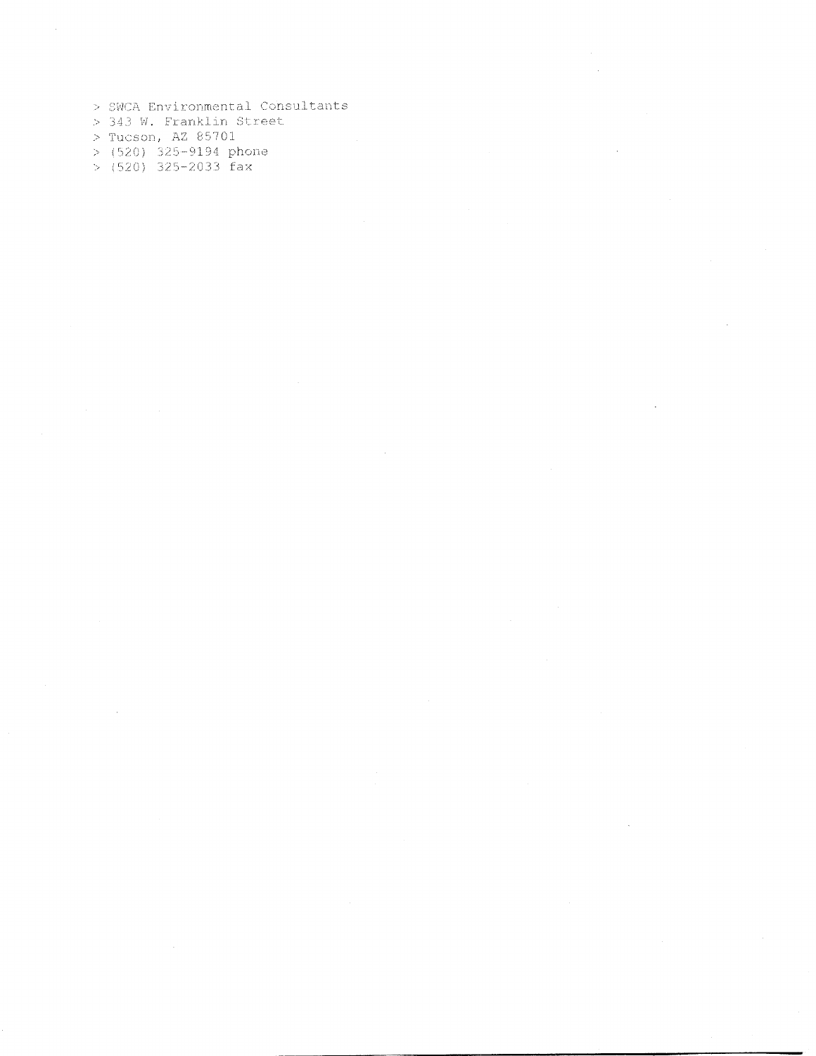> SWCA Environmental Consultants
> 343 W. Franklin Street
> Tucson, AZ 85701
> (520) 325-9194 phone
> (520) 325-2033 fax